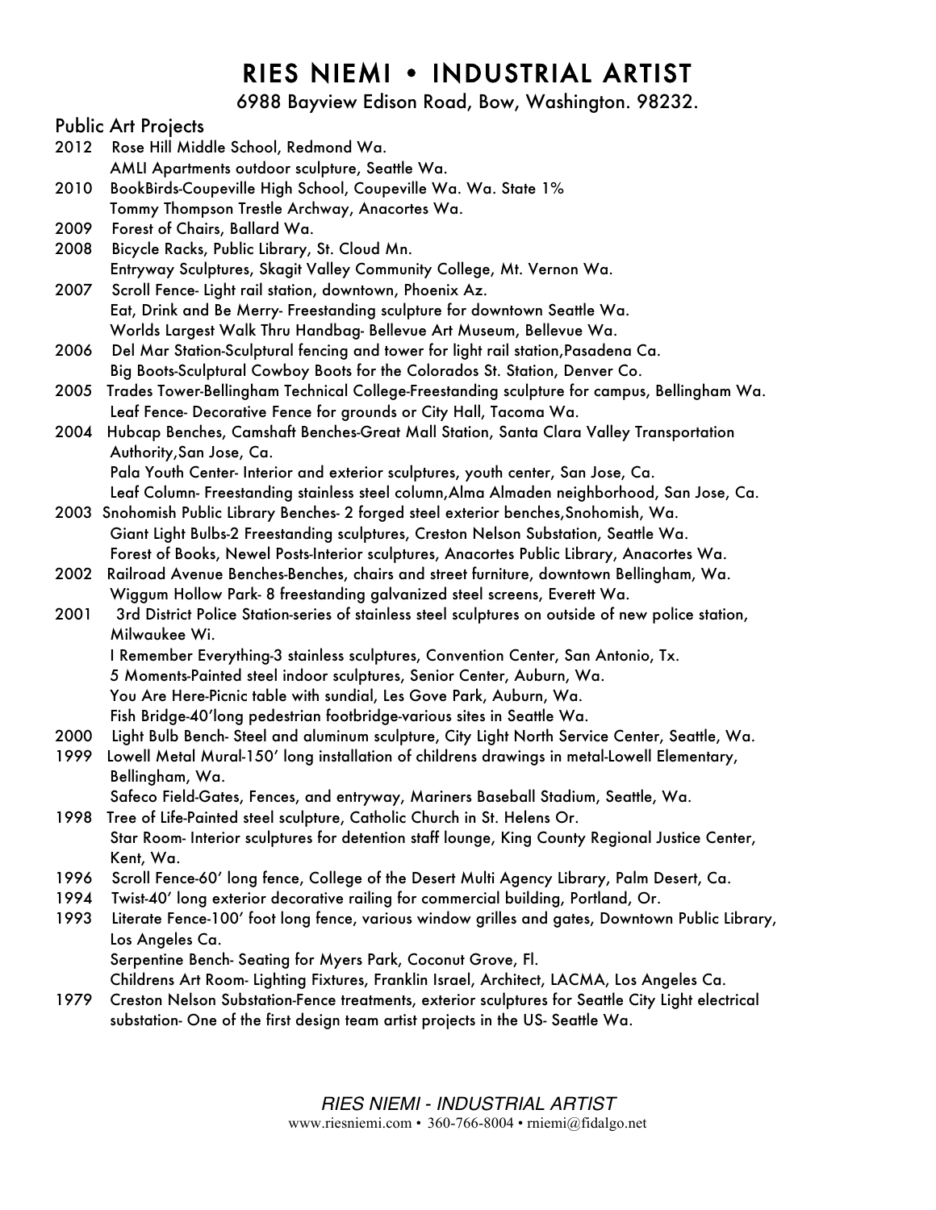# RIES NIEMI • INDUSTRIAL ARTIST

6988 Bayview Edison Road, Bow, Washington. 98232.

## Public Art Projects

2012 Rose Hill Middle School, Redmond Wa.
AMLI Apartments outdoor sculpture, Seattle Wa.

2010 BookBirds-Coupeville High School, Coupeville Wa. Wa. State 1%
Tommy Thompson Trestle Archway, Anacortes Wa.

2009 Forest of Chairs, Ballard Wa.

2008 Bicycle Racks, Public Library, St. Cloud Mn.
Entryway Sculptures, Skagit Valley Community College, Mt. Vernon Wa.

2007 Scroll Fence- Light rail station, downtown, Phoenix Az.
Eat, Drink and Be Merry- Freestanding sculpture for downtown Seattle Wa.
Worlds Largest Walk Thru Handbag- Bellevue Art Museum, Bellevue Wa.

2006 Del Mar Station-Sculptural fencing and tower for light rail station,Pasadena Ca.
Big Boots-Sculptural Cowboy Boots for the Colorados St. Station, Denver Co.

2005 Trades Tower-Bellingham Technical College-Freestanding sculpture for campus, Bellingham Wa.
Leaf Fence- Decorative Fence for grounds or City Hall, Tacoma Wa.

2004 Hubcap Benches, Camshaft Benches-Great Mall Station, Santa Clara Valley Transportation Authority,San Jose, Ca.
Pala Youth Center- Interior and exterior sculptures, youth center, San Jose, Ca.
Leaf Column- Freestanding stainless steel column,Alma Almaden neighborhood, San Jose, Ca.

2003 Snohomish Public Library Benches- 2 forged steel exterior benches,Snohomish, Wa.
Giant Light Bulbs-2 Freestanding sculptures, Creston Nelson Substation, Seattle Wa.
Forest of Books, Newel Posts-Interior sculptures, Anacortes Public Library, Anacortes Wa.

2002 Railroad Avenue Benches-Benches, chairs and street furniture, downtown Bellingham, Wa.
Wiggum Hollow Park- 8 freestanding galvanized steel screens, Everett Wa.

2001 3rd District Police Station-series of stainless steel sculptures on outside of new police station, Milwaukee Wi.
I Remember Everything-3 stainless sculptures, Convention Center, San Antonio, Tx.
5 Moments-Painted steel indoor sculptures, Senior Center, Auburn, Wa.
You Are Here-Picnic table with sundial, Les Gove Park, Auburn, Wa.
Fish Bridge-40'long pedestrian footbridge-various sites in Seattle Wa.

2000 Light Bulb Bench- Steel and aluminum sculpture, City Light North Service Center, Seattle, Wa.

1999 Lowell Metal Mural-150' long installation of childrens drawings in metal-Lowell Elementary, Bellingham, Wa.
Safeco Field-Gates, Fences, and entryway, Mariners Baseball Stadium, Seattle, Wa.

1998 Tree of Life-Painted steel sculpture, Catholic Church in St. Helens Or.
Star Room- Interior sculptures for detention staff lounge, King County Regional Justice Center, Kent, Wa.

1996 Scroll Fence-60' long fence, College of the Desert Multi Agency Library, Palm Desert, Ca.

1994 Twist-40' long exterior decorative railing for commercial building, Portland, Or.

1993 Literate Fence-100' foot long fence, various window grilles and gates, Downtown Public Library, Los Angeles Ca.
Serpentine Bench- Seating for Myers Park, Coconut Grove, Fl.
Childrens Art Room- Lighting Fixtures, Franklin Israel, Architect, LACMA, Los Angeles Ca.

1979 Creston Nelson Substation-Fence treatments, exterior sculptures for Seattle City Light electrical substation- One of the first design team artist projects in the US- Seattle Wa.

*RIES NIEMI - INDUSTRIAL ARTIST*

www.riesniemi.com • 360-766-8004 • rniemi@fidalgo.net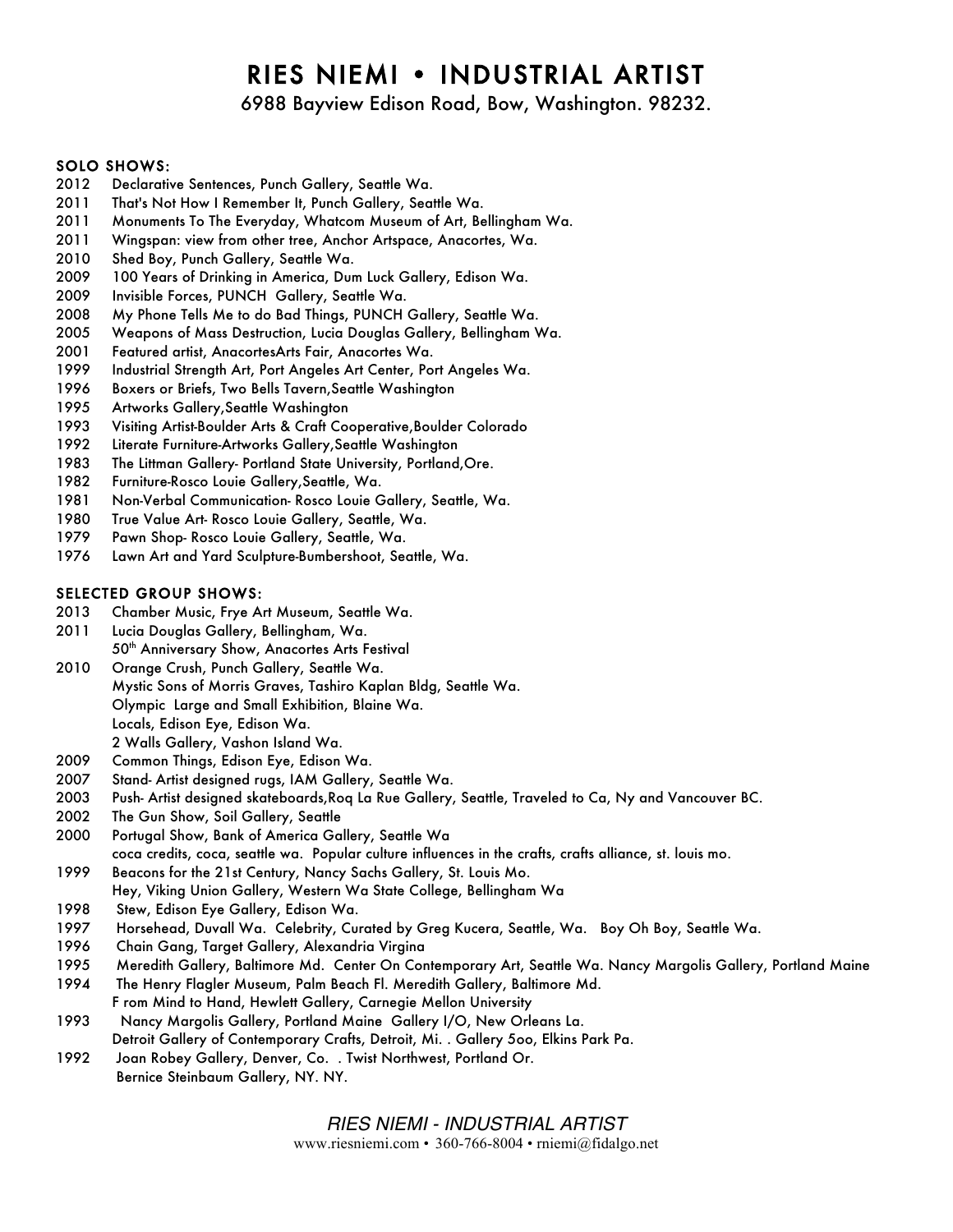# RIES NIEMI • INDUSTRIAL ARTIST

6988 Bayview Edison Road, Bow, Washington. 98232.

## SOLO SHOWS:

2012 Declarative Sentences, Punch Gallery, Seattle Wa.
2011 That's Not How I Remember It, Punch Gallery, Seattle Wa.
2011 Monuments To The Everyday, Whatcom Museum of Art, Bellingham Wa.
2011 Wingspan: view from other tree, Anchor Artspace, Anacortes, Wa.
2010 Shed Boy, Punch Gallery, Seattle Wa.
2009 100 Years of Drinking in America, Dum Luck Gallery, Edison Wa.
2009 Invisible Forces, PUNCH Gallery, Seattle Wa.
2008 My Phone Tells Me to do Bad Things, PUNCH Gallery, Seattle Wa.
2005 Weapons of Mass Destruction, Lucia Douglas Gallery, Bellingham Wa.
2001 Featured artist, AnacortesArts Fair, Anacortes Wa.
1999 Industrial Strength Art, Port Angeles Art Center, Port Angeles Wa.
1996 Boxers or Briefs, Two Bells Tavern,Seattle Washington
1995 Artworks Gallery,Seattle Washington
1993 Visiting Artist-Boulder Arts & Craft Cooperative,Boulder Colorado
1992 Literate Furniture-Artworks Gallery,Seattle Washington
1983 The Littman Gallery- Portland State University, Portland,Ore.
1982 Furniture-Rosco Louie Gallery,Seattle, Wa.
1981 Non-Verbal Communication- Rosco Louie Gallery, Seattle, Wa.
1980 True Value Art- Rosco Louie Gallery, Seattle, Wa.
1979 Pawn Shop- Rosco Louie Gallery, Seattle, Wa.
1976 Lawn Art and Yard Sculpture-Bumbershoot, Seattle, Wa.

## SELECTED GROUP SHOWS:

2013 Chamber Music, Frye Art Museum, Seattle Wa.
2011 Lucia Douglas Gallery, Bellingham, Wa.
50th Anniversary Show, Anacortes Arts Festival
2010 Orange Crush, Punch Gallery, Seattle Wa.
Mystic Sons of Morris Graves, Tashiro Kaplan Bldg, Seattle Wa.
Olympic Large and Small Exhibition, Blaine Wa.
Locals, Edison Eye, Edison Wa.
2 Walls Gallery, Vashon Island Wa.
2009 Common Things, Edison Eye, Edison Wa.
2007 Stand- Artist designed rugs, IAM Gallery, Seattle Wa.
2003 Push- Artist designed skateboards,Roq La Rue Gallery, Seattle, Traveled to Ca, Ny and Vancouver BC.
2002 The Gun Show, Soil Gallery, Seattle
2000 Portugal Show, Bank of America Gallery, Seattle Wa
coca credits, coca, seattle wa. Popular culture influences in the crafts, crafts alliance, st. louis mo.
1999 Beacons for the 21st Century, Nancy Sachs Gallery, St. Louis Mo.
Hey, Viking Union Gallery, Western Wa State College, Bellingham Wa
1998 Stew, Edison Eye Gallery, Edison Wa.
1997 Horsehead, Duvall Wa. Celebrity, Curated by Greg Kucera, Seattle, Wa. Boy Oh Boy, Seattle Wa.
1996 Chain Gang, Target Gallery, Alexandria Virgina
1995 Meredith Gallery, Baltimore Md. Center On Contemporary Art, Seattle Wa. Nancy Margolis Gallery, Portland Maine
1994 The Henry Flagler Museum, Palm Beach Fl. Meredith Gallery, Baltimore Md.
F rom Mind to Hand, Hewlett Gallery, Carnegie Mellon University
1993 Nancy Margolis Gallery, Portland Maine Gallery I/O, New Orleans La.
Detroit Gallery of Contemporary Crafts, Detroit, Mi. . Gallery 5oo, Elkins Park Pa.
1992 Joan Robey Gallery, Denver, Co. . Twist Northwest, Portland Or.
Bernice Steinbaum Gallery, NY. NY.

*RIES NIEMI - INDUSTRIAL ARTIST*

www.riesniemi.com • 360-766-8004 • rniemi@fidalgo.net